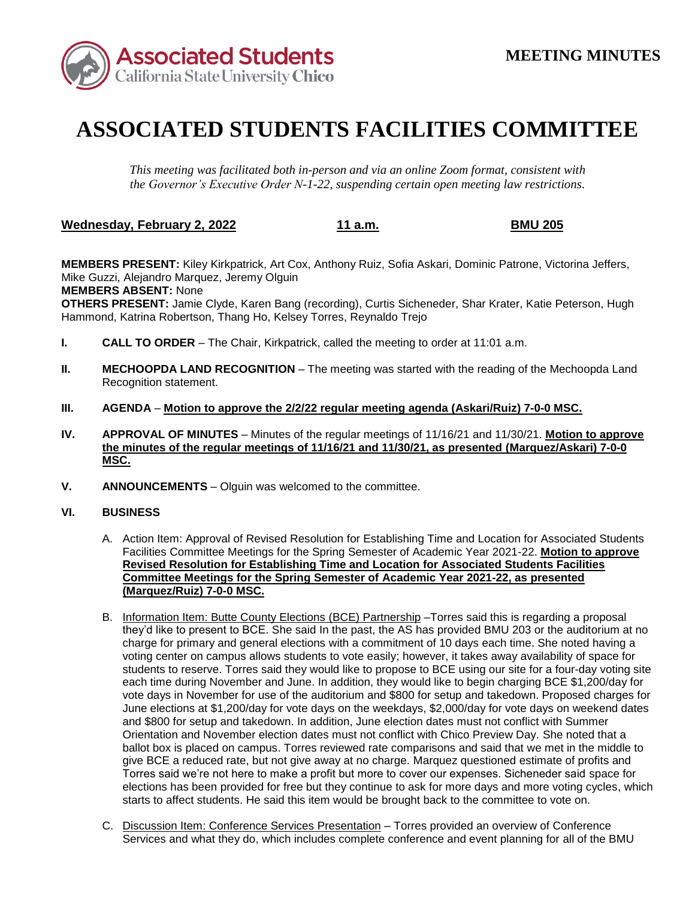**MEETING MINUTES**

# ASSOCIATED STUDENTS FACILITIES COMMITTEE

*This meeting was facilitated both in-person and via an online Zoom format, consistent with the Governor's Executive Order N-1-22, suspending certain open meeting law restrictions.*

**Wednesday, February 2, 2022** | **11 a.m.** | **BMU 205**

**MEMBERS PRESENT:** Kiley Kirkpatrick, Art Cox, Anthony Ruiz, Sofia Askari, Dominic Patrone, Victorina Jeffers, Mike Guzzi, Alejandro Marquez, Jeremy Olguin
**MEMBERS ABSENT:** None
**OTHERS PRESENT:** Jamie Clyde, Karen Bang (recording), Curtis Sicheneder, Shar Krater, Katie Peterson, Hugh Hammond, Katrina Robertson, Thang Ho, Kelsey Torres, Reynaldo Trejo

**I. CALL TO ORDER** – The Chair, Kirkpatrick, called the meeting to order at 11:01 a.m.

**II. MECHOOPDA LAND RECOGNITION** – The meeting was started with the reading of the Mechoopda Land Recognition statement.

**III. AGENDA** – **Motion to approve the 2/2/22 regular meeting agenda (Askari/Ruiz) 7-0-0 MSC.**

**IV. APPROVAL OF MINUTES** – Minutes of the regular meetings of 11/16/21 and 11/30/21. **Motion to approve the minutes of the regular meetings of 11/16/21 and 11/30/21, as presented (Marquez/Askari) 7-0-0 MSC.**

**V. ANNOUNCEMENTS** – Olguin was welcomed to the committee.

**VI. BUSINESS**

A. Action Item: Approval of Revised Resolution for Establishing Time and Location for Associated Students Facilities Committee Meetings for the Spring Semester of Academic Year 2021-22. **Motion to approve Revised Resolution for Establishing Time and Location for Associated Students Facilities Committee Meetings for the Spring Semester of Academic Year 2021-22, as presented (Marquez/Ruiz) 7-0-0 MSC.**

B. Information Item: Butte County Elections (BCE) Partnership –Torres said this is regarding a proposal they'd like to present to BCE. She said In the past, the AS has provided BMU 203 or the auditorium at no charge for primary and general elections with a commitment of 10 days each time. She noted having a voting center on campus allows students to vote easily; however, it takes away availability of space for students to reserve. Torres said they would like to propose to BCE using our site for a four-day voting site each time during November and June. In addition, they would like to begin charging BCE $1,200/day for vote days in November for use of the auditorium and $800 for setup and takedown. Proposed charges for June elections at $1,200/day for vote days on the weekdays, $2,000/day for vote days on weekend dates and $800 for setup and takedown. In addition, June election dates must not conflict with Summer Orientation and November election dates must not conflict with Chico Preview Day. She noted that a ballot box is placed on campus. Torres reviewed rate comparisons and said that we met in the middle to give BCE a reduced rate, but not give away at no charge. Marquez questioned estimate of profits and Torres said we're not here to make a profit but more to cover our expenses. Sicheneder said space for elections has been provided for free but they continue to ask for more days and more voting cycles, which starts to affect students. He said this item would be brought back to the committee to vote on.

C. Discussion Item: Conference Services Presentation – Torres provided an overview of Conference Services and what they do, which includes complete conference and event planning for all of the BMU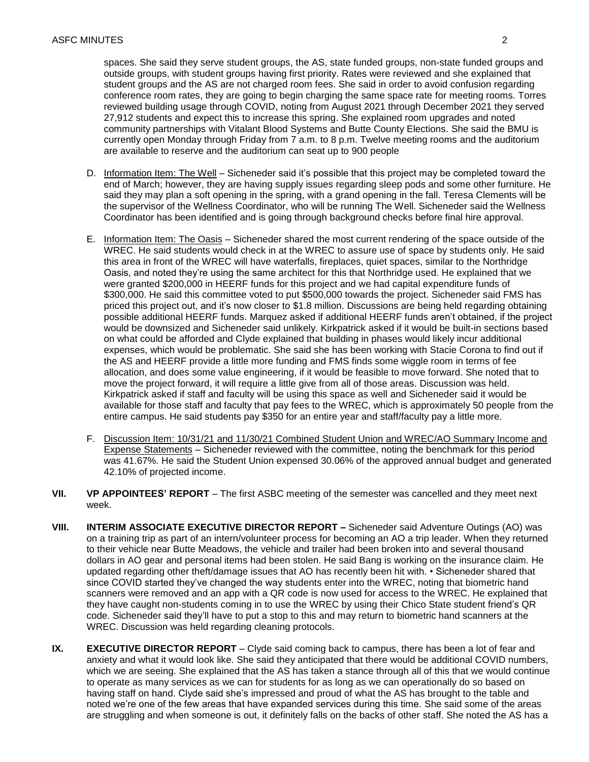spaces. She said they serve student groups, the AS, state funded groups, non-state funded groups and outside groups, with student groups having first priority. Rates were reviewed and she explained that student groups and the AS are not charged room fees. She said in order to avoid confusion regarding conference room rates, they are going to begin charging the same space rate for meeting rooms. Torres reviewed building usage through COVID, noting from August 2021 through December 2021 they served 27,912 students and expect this to increase this spring. She explained room upgrades and noted community partnerships with Vitalant Blood Systems and Butte County Elections. She said the BMU is currently open Monday through Friday from 7 a.m. to 8 p.m. Twelve meeting rooms and the auditorium are available to reserve and the auditorium can seat up to 900 people

D. Information Item: The Well – Sicheneder said it's possible that this project may be completed toward the end of March; however, they are having supply issues regarding sleep pods and some other furniture. He said they may plan a soft opening in the spring, with a grand opening in the fall. Teresa Clements will be the supervisor of the Wellness Coordinator, who will be running The Well. Sicheneder said the Wellness Coordinator has been identified and is going through background checks before final hire approval.

E. Information Item: The Oasis – Sicheneder shared the most current rendering of the space outside of the WREC. He said students would check in at the WREC to assure use of space by students only. He said this area in front of the WREC will have waterfalls, fireplaces, quiet spaces, similar to the Northridge Oasis, and noted they're using the same architect for this that Northridge used. He explained that we were granted $200,000 in HEERF funds for this project and we had capital expenditure funds of $300,000. He said this committee voted to put $500,000 towards the project. Sicheneder said FMS has priced this project out, and it's now closer to $1.8 million. Discussions are being held regarding obtaining possible additional HEERF funds. Marquez asked if additional HEERF funds aren't obtained, if the project would be downsized and Sicheneder said unlikely. Kirkpatrick asked if it would be built-in sections based on what could be afforded and Clyde explained that building in phases would likely incur additional expenses, which would be problematic. She said she has been working with Stacie Corona to find out if the AS and HEERF provide a little more funding and FMS finds some wiggle room in terms of fee allocation, and does some value engineering, if it would be feasible to move forward. She noted that to move the project forward, it will require a little give from all of those areas. Discussion was held. Kirkpatrick asked if staff and faculty will be using this space as well and Sicheneder said it would be available for those staff and faculty that pay fees to the WREC, which is approximately 50 people from the entire campus. He said students pay $350 for an entire year and staff/faculty pay a little more.

F. Discussion Item: 10/31/21 and 11/30/21 Combined Student Union and WREC/AO Summary Income and Expense Statements – Sicheneder reviewed with the committee, noting the benchmark for this period was 41.67%. He said the Student Union expensed 30.06% of the approved annual budget and generated 42.10% of projected income.

**VII. VP APPOINTEES' REPORT** – The first ASBC meeting of the semester was cancelled and they meet next week.

**VIII. INTERIM ASSOCIATE EXECUTIVE DIRECTOR REPORT –** Sicheneder said Adventure Outings (AO) was on a training trip as part of an intern/volunteer process for becoming an AO a trip leader. When they returned to their vehicle near Butte Meadows, the vehicle and trailer had been broken into and several thousand dollars in AO gear and personal items had been stolen. He said Bang is working on the insurance claim. He updated regarding other theft/damage issues that AO has recently been hit with. • Sicheneder shared that since COVID started they've changed the way students enter into the WREC, noting that biometric hand scanners were removed and an app with a QR code is now used for access to the WREC. He explained that they have caught non-students coming in to use the WREC by using their Chico State student friend's QR code. Sicheneder said they'll have to put a stop to this and may return to biometric hand scanners at the WREC. Discussion was held regarding cleaning protocols.

**IX. EXECUTIVE DIRECTOR REPORT** – Clyde said coming back to campus, there has been a lot of fear and anxiety and what it would look like. She said they anticipated that there would be additional COVID numbers, which we are seeing. She explained that the AS has taken a stance through all of this that we would continue to operate as many services as we can for students for as long as we can operationally do so based on having staff on hand. Clyde said she's impressed and proud of what the AS has brought to the table and noted we're one of the few areas that have expanded services during this time. She said some of the areas are struggling and when someone is out, it definitely falls on the backs of other staff. She noted the AS has a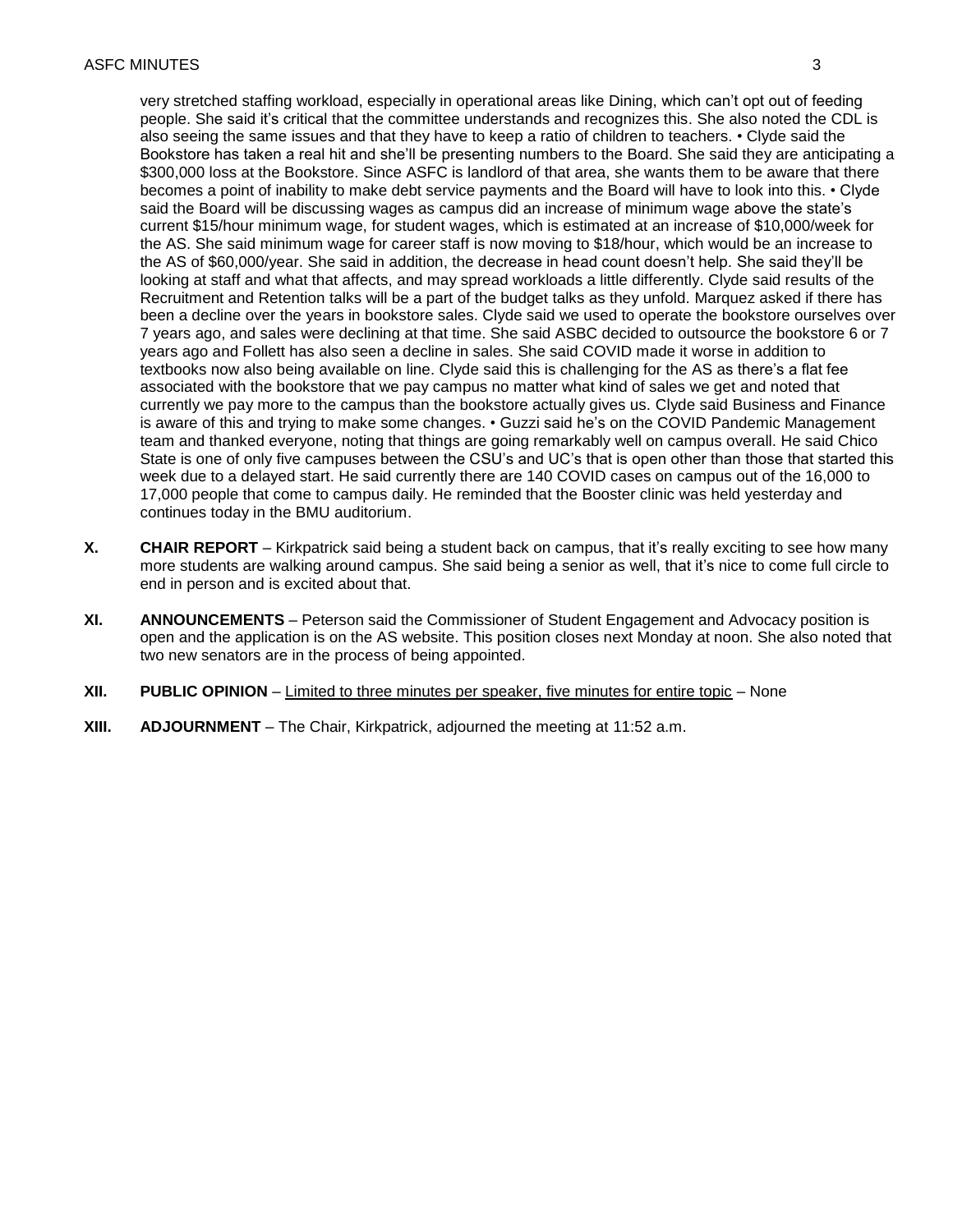very stretched staffing workload, especially in operational areas like Dining, which can't opt out of feeding people. She said it's critical that the committee understands and recognizes this. She also noted the CDL is also seeing the same issues and that they have to keep a ratio of children to teachers. • Clyde said the Bookstore has taken a real hit and she'll be presenting numbers to the Board. She said they are anticipating a $300,000 loss at the Bookstore. Since ASFC is landlord of that area, she wants them to be aware that there becomes a point of inability to make debt service payments and the Board will have to look into this. • Clyde said the Board will be discussing wages as campus did an increase of minimum wage above the state's current $15/hour minimum wage, for student wages, which is estimated at an increase of $10,000/week for the AS. She said minimum wage for career staff is now moving to $18/hour, which would be an increase to the AS of $60,000/year. She said in addition, the decrease in head count doesn't help. She said they'll be looking at staff and what that affects, and may spread workloads a little differently. Clyde said results of the Recruitment and Retention talks will be a part of the budget talks as they unfold. Marquez asked if there has been a decline over the years in bookstore sales. Clyde said we used to operate the bookstore ourselves over 7 years ago, and sales were declining at that time. She said ASBC decided to outsource the bookstore 6 or 7 years ago and Follett has also seen a decline in sales. She said COVID made it worse in addition to textbooks now also being available on line. Clyde said this is challenging for the AS as there's a flat fee associated with the bookstore that we pay campus no matter what kind of sales we get and noted that currently we pay more to the campus than the bookstore actually gives us. Clyde said Business and Finance is aware of this and trying to make some changes. • Guzzi said he's on the COVID Pandemic Management team and thanked everyone, noting that things are going remarkably well on campus overall. He said Chico State is one of only five campuses between the CSU's and UC's that is open other than those that started this week due to a delayed start. He said currently there are 140 COVID cases on campus out of the 16,000 to 17,000 people that come to campus daily. He reminded that the Booster clinic was held yesterday and continues today in the BMU auditorium.

**X. CHAIR REPORT** – Kirkpatrick said being a student back on campus, that it's really exciting to see how many more students are walking around campus. She said being a senior as well, that it's nice to come full circle to end in person and is excited about that.

**XI. ANNOUNCEMENTS** – Peterson said the Commissioner of Student Engagement and Advocacy position is open and the application is on the AS website. This position closes next Monday at noon. She also noted that two new senators are in the process of being appointed.

**XII. PUBLIC OPINION** – <u>Limited to three minutes per speaker, five minutes for entire topic</u> – None

**XIII. ADJOURNMENT** – The Chair, Kirkpatrick, adjourned the meeting at 11:52 a.m.